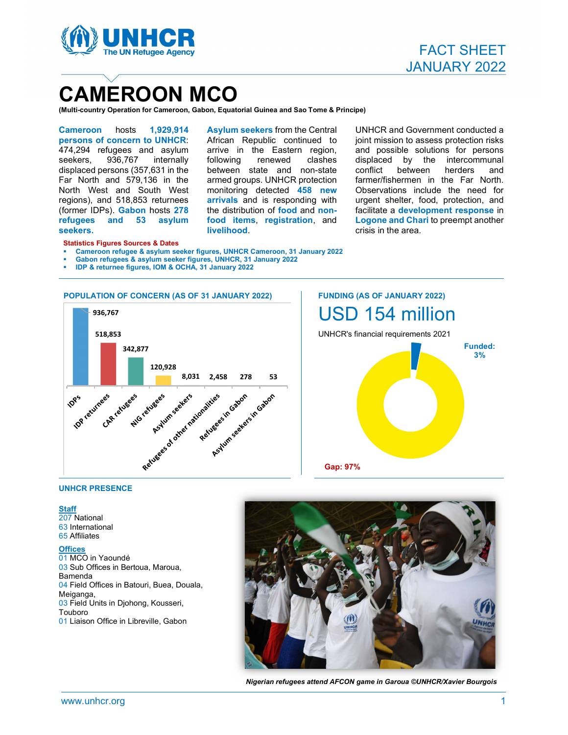FACT SHEET
JANUARY 2022

# CAMEROON MCO

**(Multi-country Operation for Cameroon, Gabon, Equatorial Guinea and Sao Tome & Principe)**

**Cameroon** hosts **1,929,914 persons of concern to UNHCR**: 474,294 refugees and asylum seekers, 936,767 internally displaced persons (357,631 in the Far North and 579,136 in the North West and South West regions), and 518,853 returnees (former IDPs). **Gabon** hosts **278 refugees and 53 asylum seekers.**

**Asylum seekers** from the Central African Republic continued to arrive in the Eastern region, following renewed clashes between state and non-state armed groups. UNHCR protection monitoring detected **458 new arrivals** and is responding with the distribution of **food** and **non-food items**, **registration**, and **livelihood**.

UNHCR and Government conducted a joint mission to assess protection risks and possible solutions for persons displaced by the intercommunal conflict between herders and farmer/fishermen in the Far North. Observations include the need for urgent shelter, food, protection, and facilitate a **development response** in **Logone and Chari** to preempt another crisis in the area.

**Statistics Figures Sources & Dates**

- **Cameroon refugee & asylum seeker figures, UNHCR Cameroon, 31 January 2022**
- **Gabon refugees & asylum seeker figures, UNHCR, 31 January 2022**
- **IDP & returnee figures, IOM & OCHA, 31 January 2022**

## POPULATION OF CONCERN (AS OF 31 JANUARY 2022)

| Category | Number |
|---|---|
| IDPs | 936,767 |
| IDP returnees | 518,853 |
| CAR refugees | 342,877 |
| NIG refugees | 120,928 |
| Asylum seekers | 8,031 |
| Refugees of other nationalities | 2,458 |
| Refugees in Gabon | 278 |
| Asylum seekers in Gabon | 53 |

## FUNDING (AS OF JANUARY 2022)

USD 154 million

UNHCR's financial requirements 2021

Funded: 3%

Gap: 97%

## UNHCR PRESENCE

**Staff**

207 National
63 International
65 Affiliates

**Offices**

01 MCO in Yaoundé
03 Sub Offices in Bertoua, Maroua, Bamenda
04 Field Offices in Batouri, Buea, Douala, Meiganga,
03 Field Units in Djohong, Kousseri, Touboro
01 Liaison Office in Libreville, Gabon

*Nigerian refugees attend AFCON game in Garoua ©UNHCR/Xavier Bourgois*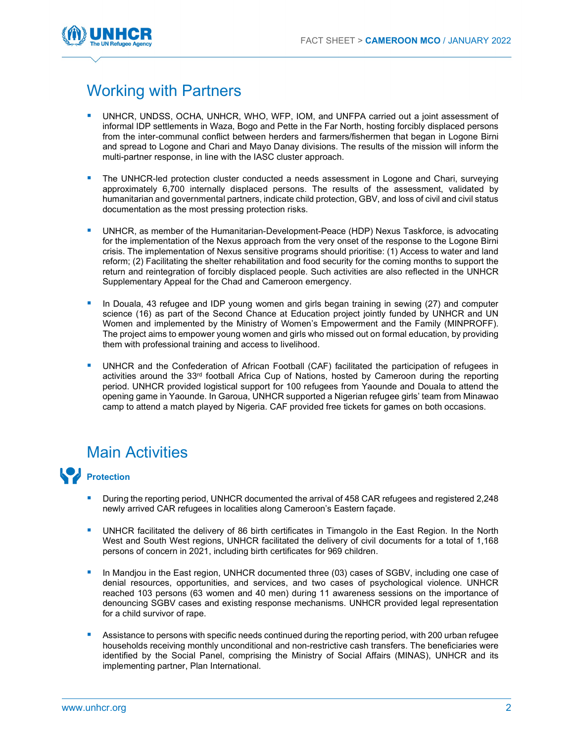## Working with Partners

- UNHCR, UNDSS, OCHA, UNHCR, WHO, WFP, IOM, and UNFPA carried out a joint assessment of informal IDP settlements in Waza, Bogo and Pette in the Far North, hosting forcibly displaced persons from the inter-communal conflict between herders and farmers/fishermen that began in Logone Birni and spread to Logone and Chari and Mayo Danay divisions. The results of the mission will inform the multi-partner response, in line with the IASC cluster approach.

- The UNHCR-led protection cluster conducted a needs assessment in Logone and Chari, surveying approximately 6,700 internally displaced persons. The results of the assessment, validated by humanitarian and governmental partners, indicate child protection, GBV, and loss of civil and civil status documentation as the most pressing protection risks.

- UNHCR, as member of the Humanitarian-Development-Peace (HDP) Nexus Taskforce, is advocating for the implementation of the Nexus approach from the very onset of the response to the Logone Birni crisis. The implementation of Nexus sensitive programs should prioritise: (1) Access to water and land reform; (2) Facilitating the shelter rehabilitation and food security for the coming months to support the return and reintegration of forcibly displaced people. Such activities are also reflected in the UNHCR Supplementary Appeal for the Chad and Cameroon emergency.

- In Douala, 43 refugee and IDP young women and girls began training in sewing (27) and computer science (16) as part of the Second Chance at Education project jointly funded by UNHCR and UN Women and implemented by the Ministry of Women's Empowerment and the Family (MINPROFF). The project aims to empower young women and girls who missed out on formal education, by providing them with professional training and access to livelihood.

- UNHCR and the Confederation of African Football (CAF) facilitated the participation of refugees in activities around the 33rd football Africa Cup of Nations, hosted by Cameroon during the reporting period. UNHCR provided logistical support for 100 refugees from Yaounde and Douala to attend the opening game in Yaounde. In Garoua, UNHCR supported a Nigerian refugee girls' team from Minawao camp to attend a match played by Nigeria. CAF provided free tickets for games on both occasions.

## Main Activities

### Protection

- During the reporting period, UNHCR documented the arrival of 458 CAR refugees and registered 2,248 newly arrived CAR refugees in localities along Cameroon's Eastern façade.

- UNHCR facilitated the delivery of 86 birth certificates in Timangolo in the East Region. In the North West and South West regions, UNHCR facilitated the delivery of civil documents for a total of 1,168 persons of concern in 2021, including birth certificates for 969 children.

- In Mandjou in the East region, UNHCR documented three (03) cases of SGBV, including one case of denial resources, opportunities, and services, and two cases of psychological violence. UNHCR reached 103 persons (63 women and 40 men) during 11 awareness sessions on the importance of denouncing SGBV cases and existing response mechanisms. UNHCR provided legal representation for a child survivor of rape.

- Assistance to persons with specific needs continued during the reporting period, with 200 urban refugee households receiving monthly unconditional and non-restrictive cash transfers. The beneficiaries were identified by the Social Panel, comprising the Ministry of Social Affairs (MINAS), UNHCR and its implementing partner, Plan International.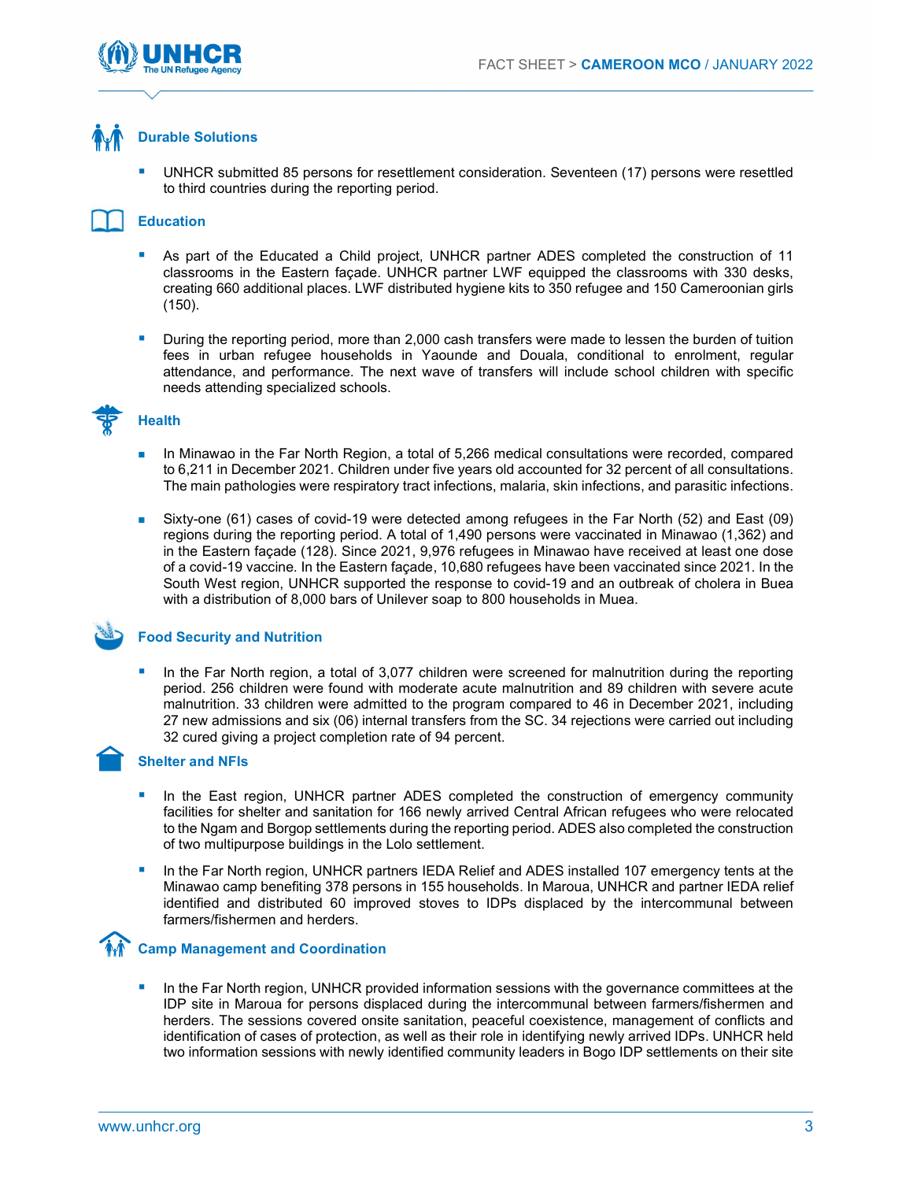## Durable Solutions

- UNHCR submitted 85 persons for resettlement consideration. Seventeen (17) persons were resettled to third countries during the reporting period.

## Education

- As part of the Educated a Child project, UNHCR partner ADES completed the construction of 11 classrooms in the Eastern façade. UNHCR partner LWF equipped the classrooms with 330 desks, creating 660 additional places. LWF distributed hygiene kits to 350 refugee and 150 Cameroonian girls (150).

- During the reporting period, more than 2,000 cash transfers were made to lessen the burden of tuition fees in urban refugee households in Yaounde and Douala, conditional to enrolment, regular attendance, and performance. The next wave of transfers will include school children with specific needs attending specialized schools.

## Health

- In Minawao in the Far North Region, a total of 5,266 medical consultations were recorded, compared to 6,211 in December 2021. Children under five years old accounted for 32 percent of all consultations. The main pathologies were respiratory tract infections, malaria, skin infections, and parasitic infections.

- Sixty-one (61) cases of covid-19 were detected among refugees in the Far North (52) and East (09) regions during the reporting period. A total of 1,490 persons were vaccinated in Minawao (1,362) and in the Eastern façade (128). Since 2021, 9,976 refugees in Minawao have received at least one dose of a covid-19 vaccine. In the Eastern façade, 10,680 refugees have been vaccinated since 2021. In the South West region, UNHCR supported the response to covid-19 and an outbreak of cholera in Buea with a distribution of 8,000 bars of Unilever soap to 800 households in Muea.

## Food Security and Nutrition

- In the Far North region, a total of 3,077 children were screened for malnutrition during the reporting period. 256 children were found with moderate acute malnutrition and 89 children with severe acute malnutrition. 33 children were admitted to the program compared to 46 in December 2021, including 27 new admissions and six (06) internal transfers from the SC. 34 rejections were carried out including 32 cured giving a project completion rate of 94 percent.

## Shelter and NFIs

- In the East region, UNHCR partner ADES completed the construction of emergency community facilities for shelter and sanitation for 166 newly arrived Central African refugees who were relocated to the Ngam and Borgop settlements during the reporting period. ADES also completed the construction of two multipurpose buildings in the Lolo settlement.

- In the Far North region, UNHCR partners IEDA Relief and ADES installed 107 emergency tents at the Minawao camp benefiting 378 persons in 155 households. In Maroua, UNHCR and partner IEDA relief identified and distributed 60 improved stoves to IDPs displaced by the intercommunal between farmers/fishermen and herders.

## Camp Management and Coordination

- In the Far North region, UNHCR provided information sessions with the governance committees at the IDP site in Maroua for persons displaced during the intercommunal between farmers/fishermen and herders. The sessions covered onsite sanitation, peaceful coexistence, management of conflicts and identification of cases of protection, as well as their role in identifying newly arrived IDPs. UNHCR held two information sessions with newly identified community leaders in Bogo IDP settlements on their site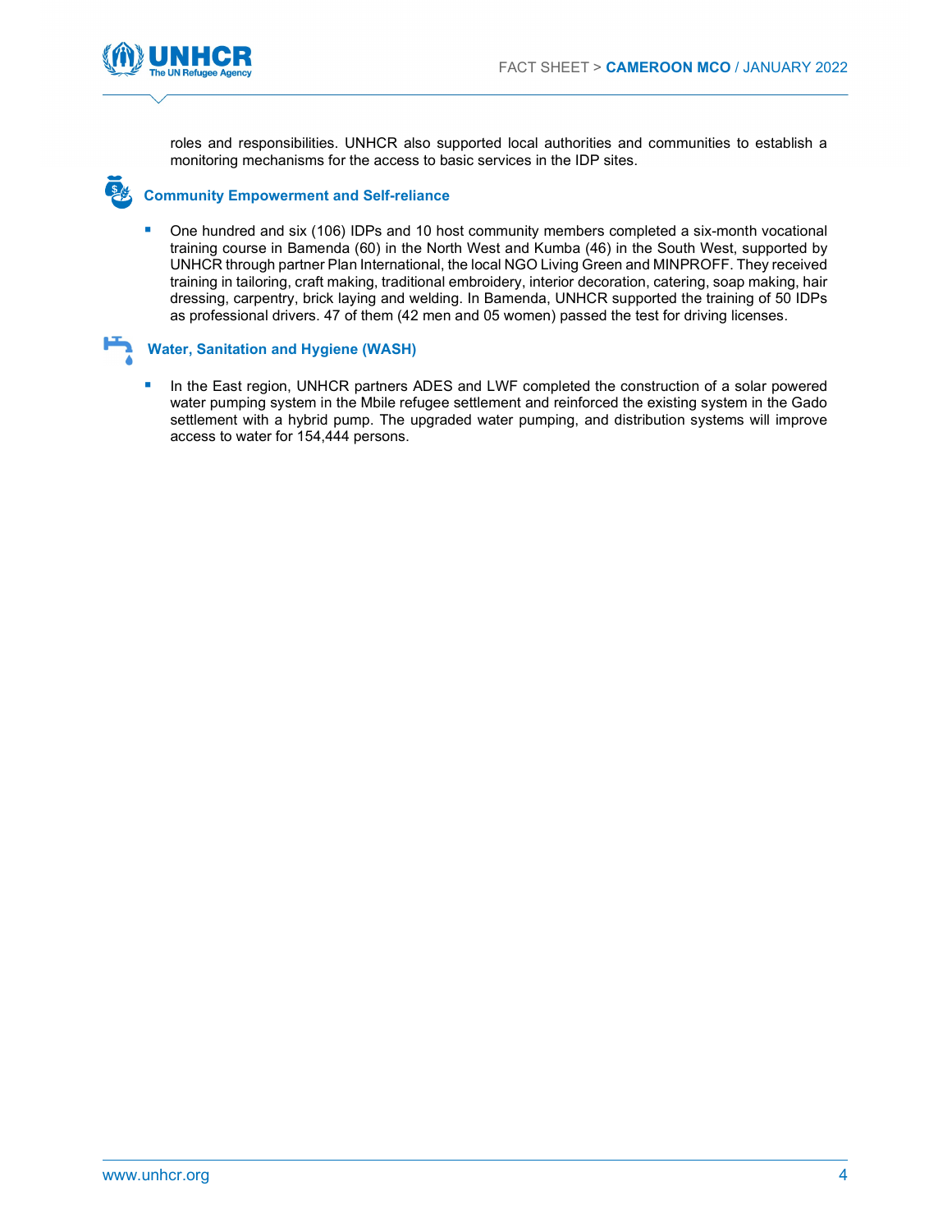roles and responsibilities. UNHCR also supported local authorities and communities to establish a monitoring mechanisms for the access to basic services in the IDP sites.

### Community Empowerment and Self-reliance

- One hundred and six (106) IDPs and 10 host community members completed a six-month vocational training course in Bamenda (60) in the North West and Kumba (46) in the South West, supported by UNHCR through partner Plan International, the local NGO Living Green and MINPROFF. They received training in tailoring, craft making, traditional embroidery, interior decoration, catering, soap making, hair dressing, carpentry, brick laying and welding. In Bamenda, UNHCR supported the training of 50 IDPs as professional drivers. 47 of them (42 men and 05 women) passed the test for driving licenses.

### Water, Sanitation and Hygiene (WASH)

- In the East region, UNHCR partners ADES and LWF completed the construction of a solar powered water pumping system in the Mbile refugee settlement and reinforced the existing system in the Gado settlement with a hybrid pump. The upgraded water pumping, and distribution systems will improve access to water for 154,444 persons.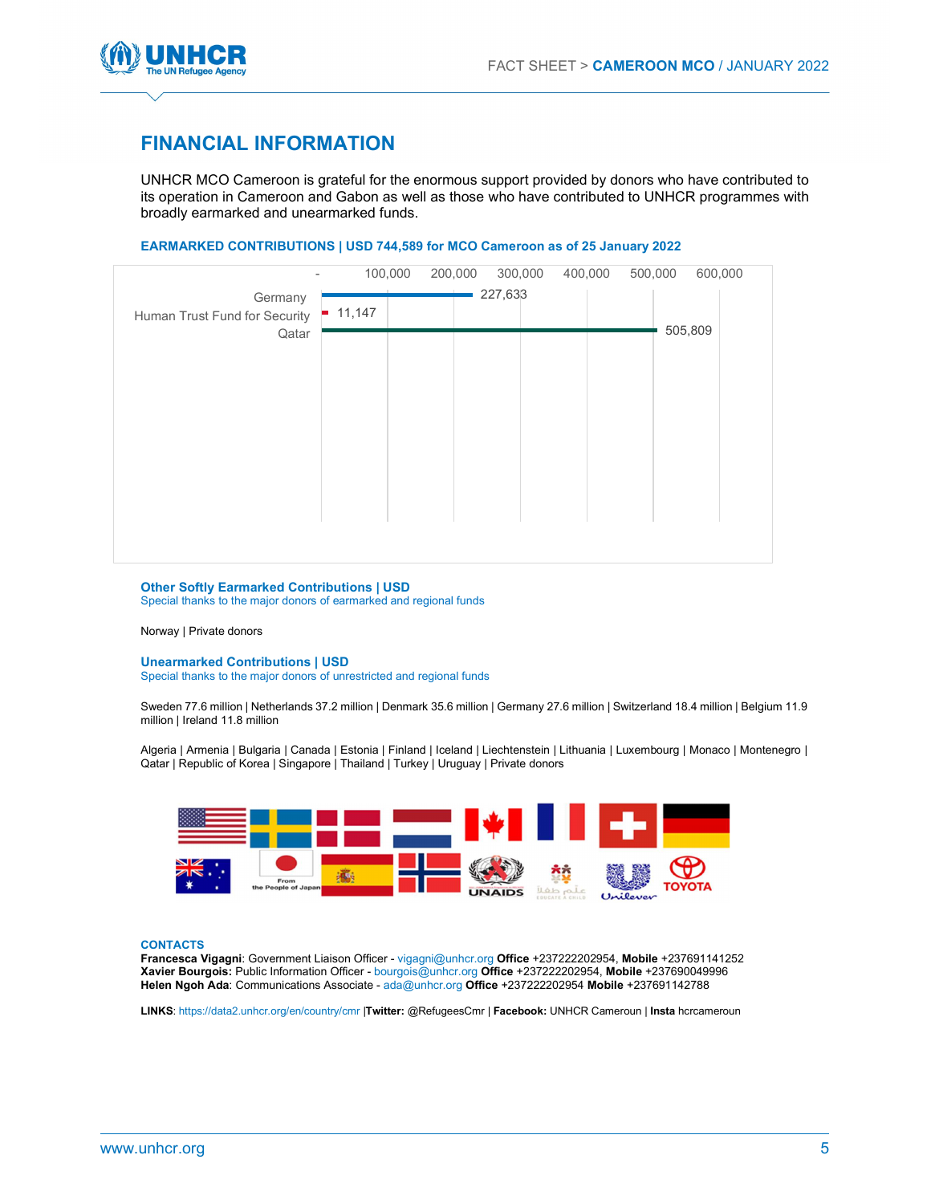## FINANCIAL INFORMATION

UNHCR MCO Cameroon is grateful for the enormous support provided by donors who have contributed to its operation in Cameroon and Gabon as well as those who have contributed to UNHCR programmes with broadly earmarked and unearmarked funds.

**EARMARKED CONTRIBUTIONS | USD 744,589 for MCO Cameroon as of 25 January 2022**

- 100,000 200,000 300,000 400,000 500,000 600,000

Germany 227,633

Human Trust Fund for Security 11,147

Qatar 505,809

**Other Softly Earmarked Contributions | USD**

Special thanks to the major donors of earmarked and regional funds

Norway | Private donors

**Unearmarked Contributions | USD**

Special thanks to the major donors of unrestricted and regional funds

Sweden 77.6 million | Netherlands 37.2 million | Denmark 35.6 million | Germany 27.6 million | Switzerland 18.4 million | Belgium 11.9 million | Ireland 11.8 million

Algeria | Armenia | Bulgaria | Canada | Estonia | Finland | Iceland | Liechtenstein | Lithuania | Luxembourg | Monaco | Montenegro | Qatar | Republic of Korea | Singapore | Thailand | Turkey | Uruguay | Private donors

**CONTACTS**

**Francesca Vigagni**: Government Liaison Officer - vigagni@unhcr.org **Office** +237222202954, **Mobile** +237691141252
**Xavier Bourgois:** Public Information Officer - bourgois@unhcr.org **Office** +237222202954, **Mobile** +237690049996
**Helen Ngoh Ada**: Communications Associate - ada@unhcr.org **Office** +237222202954 **Mobile** +237691142788

**LINKS**: https://data2.unhcr.org/en/country/cmr |**Twitter:** @RefugeesCmr | **Facebook:** UNHCR Cameroun | **Insta** hcrcameroun